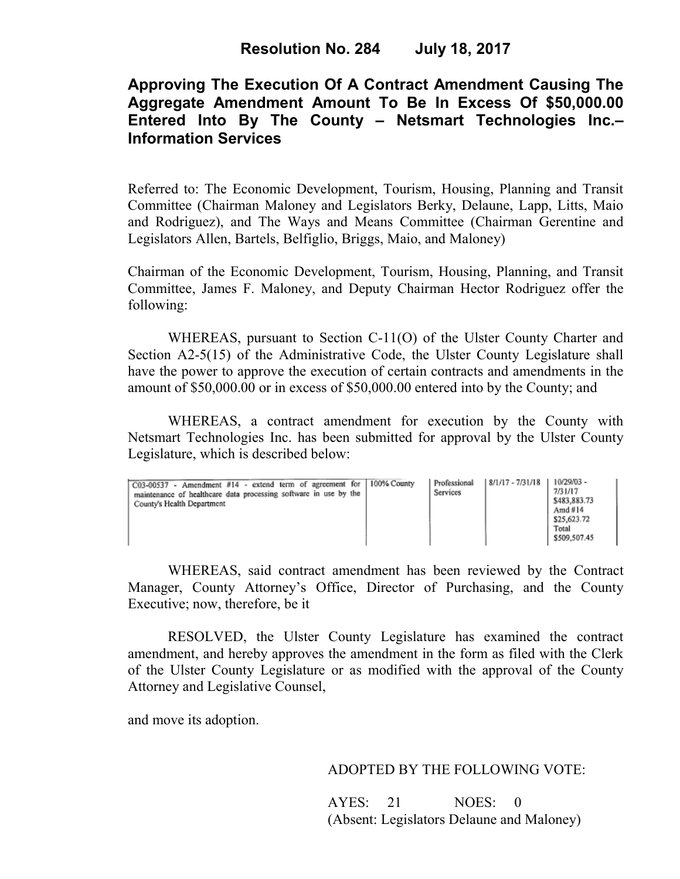# Resolution No. 284 July 18, 2017

## Approving The Execution Of A Contract Amendment Causing The Aggregate Amendment Amount To Be In Excess Of $50,000.00 Entered Into By The County – Netsmart Technologies Inc.– Information Services

Referred to: The Economic Development, Tourism, Housing, Planning and Transit Committee (Chairman Maloney and Legislators Berky, Delaune, Lapp, Litts, Maio and Rodriguez), and The Ways and Means Committee (Chairman Gerentine and Legislators Allen, Bartels, Belfiglio, Briggs, Maio, and Maloney)

Chairman of the Economic Development, Tourism, Housing, Planning, and Transit Committee, James F. Maloney, and Deputy Chairman Hector Rodriguez offer the following:

WHEREAS, pursuant to Section C-11(O) of the Ulster County Charter and Section A2-5(15) of the Administrative Code, the Ulster County Legislature shall have the power to approve the execution of certain contracts and amendments in the amount of $50,000.00 or in excess of $50,000.00 entered into by the County; and

WHEREAS, a contract amendment for execution by the County with Netsmart Technologies Inc. has been submitted for approval by the Ulster County Legislature, which is described below:

| | | | | |
|---|---|---|---|---|
| C03-00537 - Amendment #14 - extend term of agreement for maintenance of healthcare data processing software in use by the County's Health Department | 100% County | Professional Services | 8/1/17 - 7/31/18 | 10/29/03 - 7/31/17 $483,883.73 Amd #14 $25,623.72 Total $509,507.45 |

WHEREAS, said contract amendment has been reviewed by the Contract Manager, County Attorney's Office, Director of Purchasing, and the County Executive; now, therefore, be it

RESOLVED, the Ulster County Legislature has examined the contract amendment, and hereby approves the amendment in the form as filed with the Clerk of the Ulster County Legislature or as modified with the approval of the County Attorney and Legislative Counsel,

and move its adoption.

ADOPTED BY THE FOLLOWING VOTE:

AYES: 21 NOES: 0
(Absent: Legislators Delaune and Maloney)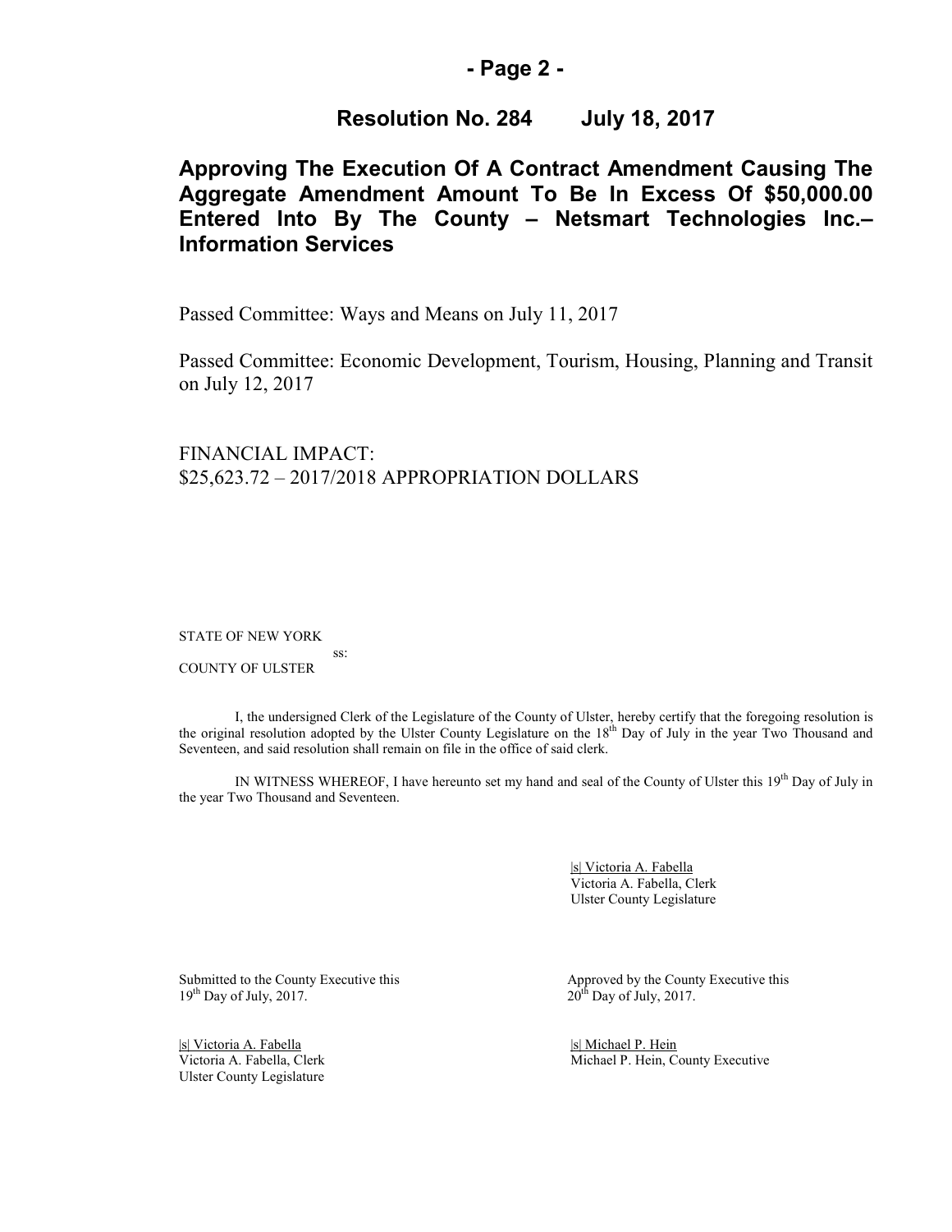## Resolution No. 284 July 18, 2017

## Approving The Execution Of A Contract Amendment Causing The Aggregate Amendment Amount To Be In Excess Of $50,000.00 Entered Into By The County – Netsmart Technologies Inc.– Information Services

Passed Committee: Ways and Means on July 11, 2017

Passed Committee: Economic Development, Tourism, Housing, Planning and Transit on July 12, 2017

FINANCIAL IMPACT:
$25,623.72 – 2017/2018 APPROPRIATION DOLLARS

STATE OF NEW YORK
ss:
COUNTY OF ULSTER

I, the undersigned Clerk of the Legislature of the County of Ulster, hereby certify that the foregoing resolution is the original resolution adopted by the Ulster County Legislature on the 18th Day of July in the year Two Thousand and Seventeen, and said resolution shall remain on file in the office of said clerk.

IN WITNESS WHEREOF, I have hereunto set my hand and seal of the County of Ulster this 19th Day of July in the year Two Thousand and Seventeen.

|s| Victoria A. Fabella
Victoria A. Fabella, Clerk
Ulster County Legislature

Submitted to the County Executive this 19th Day of July, 2017.

|s| Victoria A. Fabella
Victoria A. Fabella, Clerk
Ulster County Legislature

Approved by the County Executive this 20th Day of July, 2017.

|s| Michael P. Hein
Michael P. Hein, County Executive